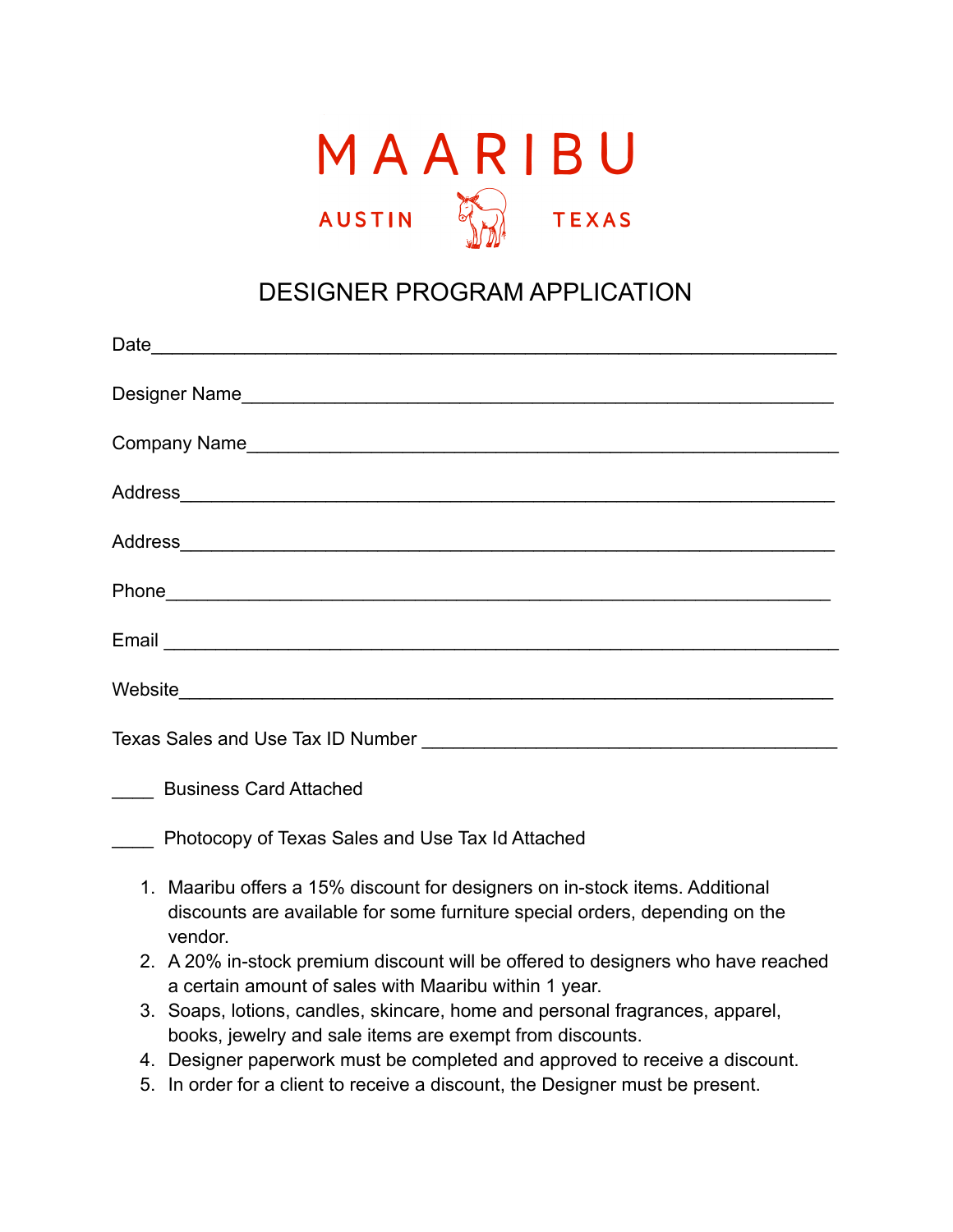# MAARIBU

AUSTIN TEXAS

## DESIGNER PROGRAM APPLICATION

Date_______________________________________________________________

Designer Name_______________________________________________________

Company Name_______________________________________________________

Address_____________________________________________________________

Address_____________________________________________________________

Phone______________________________________________________________

Email ______________________________________________________________

Website_____________________________________________________________

Texas Sales and Use Tax ID Number _________________________________________

____ Business Card Attached

____ Photocopy of Texas Sales and Use Tax Id Attached

1. Maaribu offers a 15% discount for designers on in-stock items. Additional discounts are available for some furniture special orders, depending on the vendor.
2. A 20% in-stock premium discount will be offered to designers who have reached a certain amount of sales with Maaribu within 1 year.
3. Soaps, lotions, candles, skincare, home and personal fragrances, apparel, books, jewelry and sale items are exempt from discounts.
4. Designer paperwork must be completed and approved to receive a discount.
5. In order for a client to receive a discount, the Designer must be present.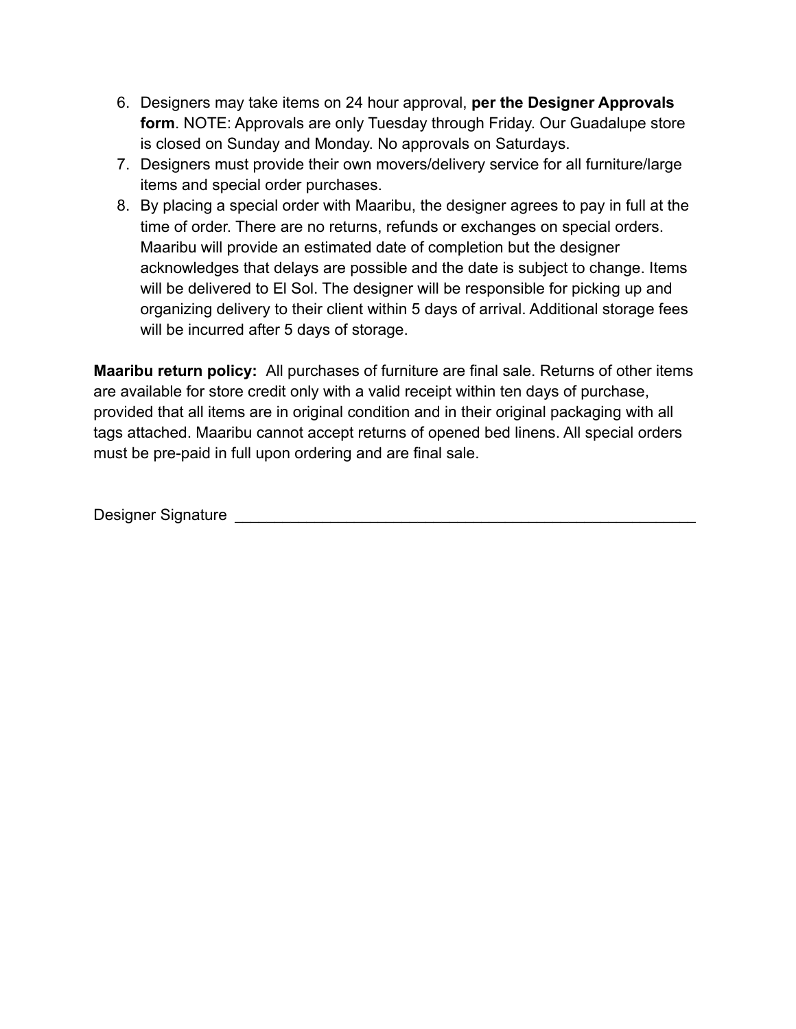6. Designers may take items on 24 hour approval, **per the Designer Approvals form**. NOTE: Approvals are only Tuesday through Friday. Our Guadalupe store is closed on Sunday and Monday. No approvals on Saturdays.
7. Designers must provide their own movers/delivery service for all furniture/large items and special order purchases.
8. By placing a special order with Maaribu, the designer agrees to pay in full at the time of order. There are no returns, refunds or exchanges on special orders. Maaribu will provide an estimated date of completion but the designer acknowledges that delays are possible and the date is subject to change. Items will be delivered to El Sol. The designer will be responsible for picking up and organizing delivery to their client within 5 days of arrival. Additional storage fees will be incurred after 5 days of storage.

**Maaribu return policy:** All purchases of furniture are final sale. Returns of other items are available for store credit only with a valid receipt within ten days of purchase, provided that all items are in original condition and in their original packaging with all tags attached. Maaribu cannot accept returns of opened bed linens. All special orders must be pre-paid in full upon ordering and are final sale.

Designer Signature ________________________________________________________